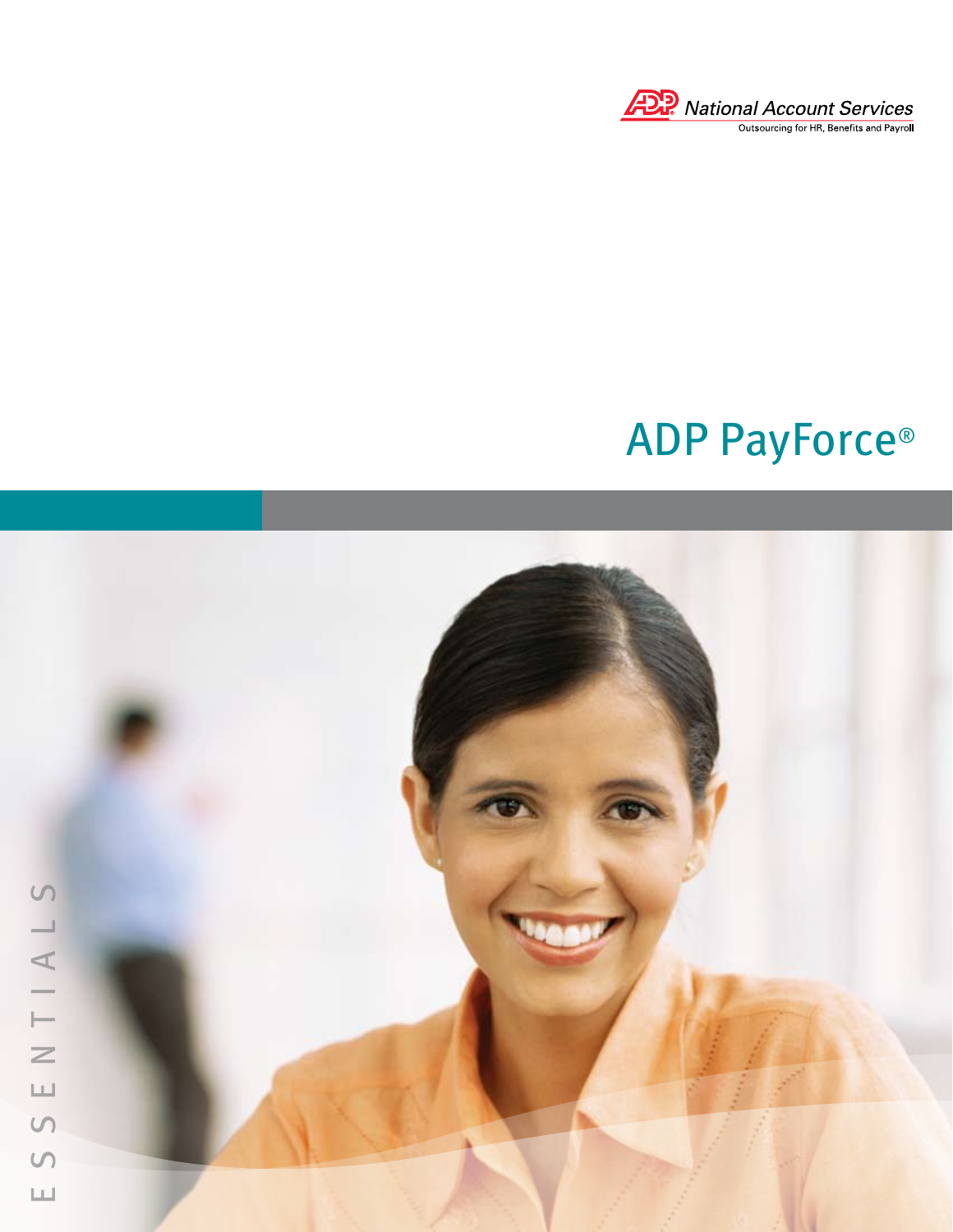ADP National Account Services

Outsourcing for HR, Benefits and Payroll

# ADP PayForce®

ESSENTIALS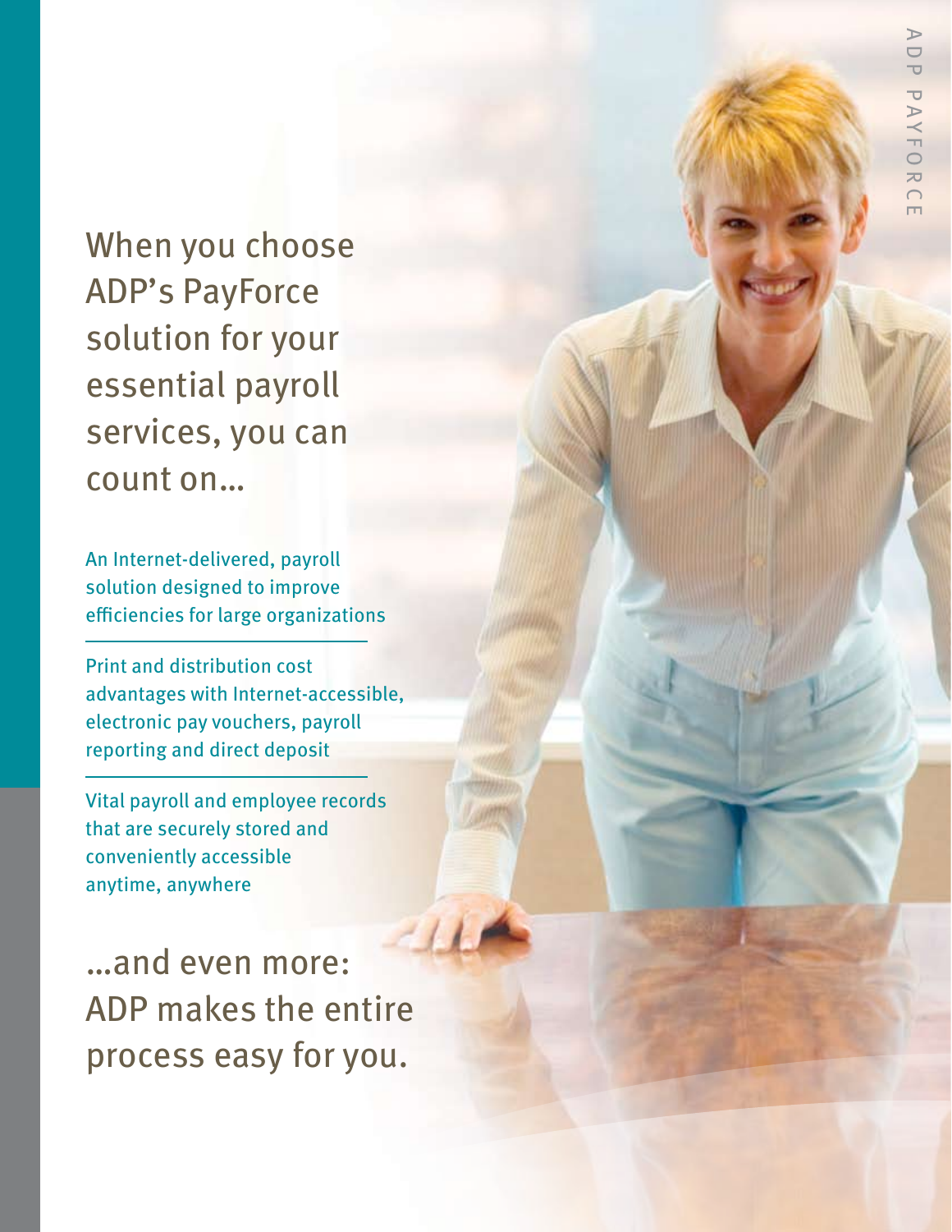# When you choose ADP's PayForce solution for your essential payroll services, you can count on...

An Internet-delivered, payroll solution designed to improve efficiencies for large organizations

Print and distribution cost advantages with Internet-accessible, electronic pay vouchers, payroll reporting and direct deposit

Vital payroll and employee records that are securely stored and conveniently accessible anytime, anywhere

## ...and even more: ADP makes the entire process easy for you.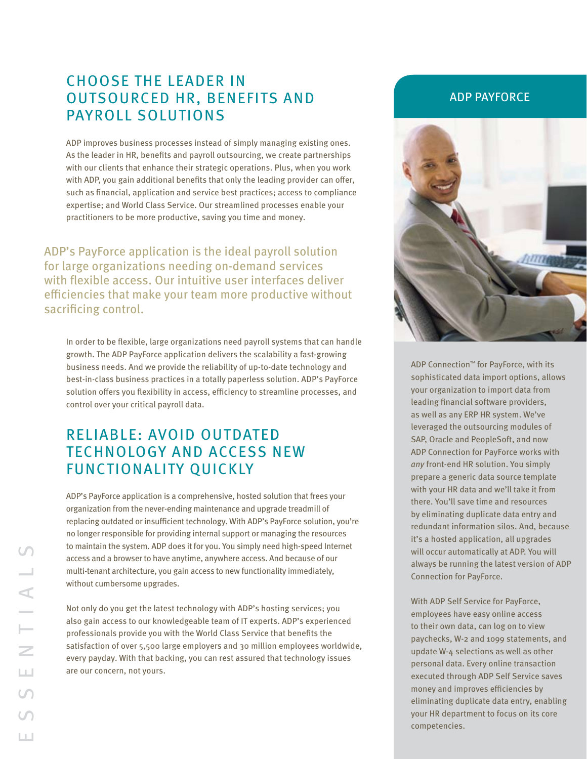## CHOOSE THE LEADER IN OUTSOURCED HR, BENEFITS AND PAYROLL SOLUTIONS

ADP improves business processes instead of simply managing existing ones. As the leader in HR, benefits and payroll outsourcing, we create partnerships with our clients that enhance their strategic operations. Plus, when you work with ADP, you gain additional benefits that only the leading provider can offer, such as financial, application and service best practices; access to compliance expertise; and World Class Service. Our streamlined processes enable your practitioners to be more productive, saving you time and money.

ADP's PayForce application is the ideal payroll solution for large organizations needing on-demand services with flexible access. Our intuitive user interfaces deliver efficiencies that make your team more productive without sacrificing control.

In order to be flexible, large organizations need payroll systems that can handle growth. The ADP PayForce application delivers the scalability a fast-growing business needs. And we provide the reliability of up-to-date technology and best-in-class business practices in a totally paperless solution. ADP's PayForce solution offers you flexibility in access, efficiency to streamline processes, and control over your critical payroll data.

## RELIABLE: AVOID OUTDATED TECHNOLOGY AND ACCESS NEW FUNCTIONALITY QUICKLY

ADP's PayForce application is a comprehensive, hosted solution that frees your organization from the never-ending maintenance and upgrade treadmill of replacing outdated or insufficient technology. With ADP's PayForce solution, you're no longer responsible for providing internal support or managing the resources to maintain the system. ADP does it for you. You simply need high-speed Internet access and a browser to have anytime, anywhere access. And because of our multi-tenant architecture, you gain access to new functionality immediately, without cumbersome upgrades.

Not only do you get the latest technology with ADP's hosting services; you also gain access to our knowledgeable team of IT experts. ADP's experienced professionals provide you with the World Class Service that benefits the satisfaction of over 5,500 large employers and 30 million employees worldwide, every payday. With that backing, you can rest assured that technology issues are our concern, not yours.

## ADP PAYFORCE

ADP Connection™ for PayForce, with its sophisticated data import options, allows your organization to import data from leading financial software providers, as well as any ERP HR system. We've leveraged the outsourcing modules of SAP, Oracle and PeopleSoft, and now ADP Connection for PayForce works with *any* front-end HR solution. You simply prepare a generic data source template with your HR data and we'll take it from there. You'll save time and resources by eliminating duplicate data entry and redundant information silos. And, because it's a hosted application, all upgrades will occur automatically at ADP. You will always be running the latest version of ADP Connection for PayForce.

With ADP Self Service for PayForce, employees have easy online access to their own data, can log on to view paychecks, W-2 and 1099 statements, and update W-4 selections as well as other personal data. Every online transaction executed through ADP Self Service saves money and improves efficiencies by eliminating duplicate data entry, enabling your HR department to focus on its core competencies.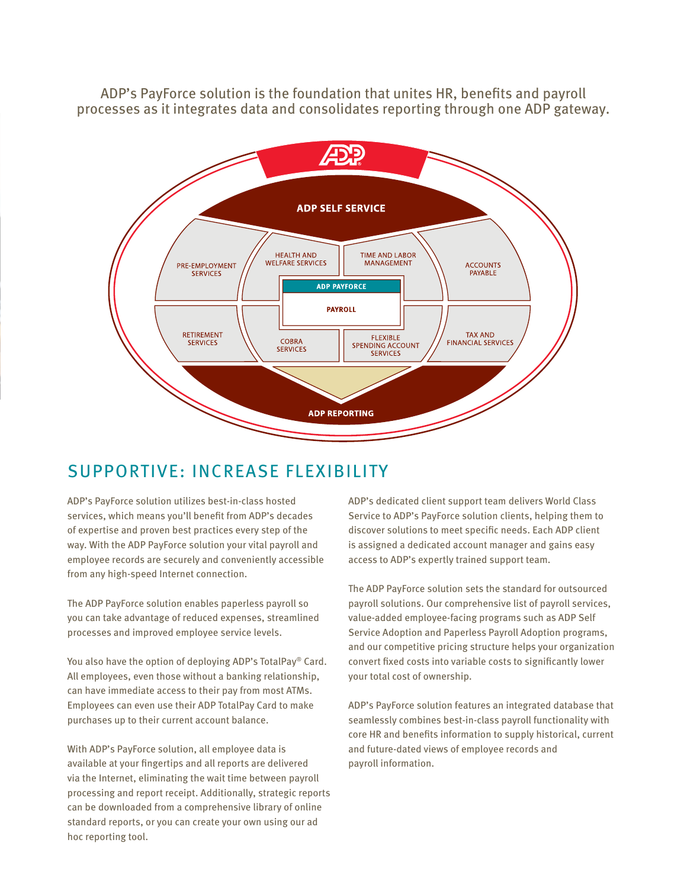ADP's PayForce solution is the foundation that unites HR, benefits and payroll processes as it integrates data and consolidates reporting through one ADP gateway.

ADP

ADP SELF SERVICE

PRE-EMPLOYMENT SERVICES

HEALTH AND WELFARE SERVICES

TIME AND LABOR MANAGEMENT

ACCOUNTS PAYABLE

ADP PAYFORCE

PAYROLL

RETIREMENT SERVICES

COBRA SERVICES

FLEXIBLE SPENDING ACCOUNT SERVICES

TAX AND FINANCIAL SERVICES

ADP REPORTING

## SUPPORTIVE: INCREASE FLEXIBILITY

ADP's PayForce solution utilizes best-in-class hosted services, which means you'll benefit from ADP's decades of expertise and proven best practices every step of the way. With the ADP PayForce solution your vital payroll and employee records are securely and conveniently accessible from any high-speed Internet connection.

The ADP PayForce solution enables paperless payroll so you can take advantage of reduced expenses, streamlined processes and improved employee service levels.

You also have the option of deploying ADP's TotalPay® Card. All employees, even those without a banking relationship, can have immediate access to their pay from most ATMs. Employees can even use their ADP TotalPay Card to make purchases up to their current account balance.

With ADP's PayForce solution, all employee data is available at your fingertips and all reports are delivered via the Internet, eliminating the wait time between payroll processing and report receipt. Additionally, strategic reports can be downloaded from a comprehensive library of online standard reports, or you can create your own using our ad hoc reporting tool.

ADP's dedicated client support team delivers World Class Service to ADP's PayForce solution clients, helping them to discover solutions to meet specific needs. Each ADP client is assigned a dedicated account manager and gains easy access to ADP's expertly trained support team.

The ADP PayForce solution sets the standard for outsourced payroll solutions. Our comprehensive list of payroll services, value-added employee-facing programs such as ADP Self Service Adoption and Paperless Payroll Adoption programs, and our competitive pricing structure helps your organization convert fixed costs into variable costs to significantly lower your total cost of ownership.

ADP's PayForce solution features an integrated database that seamlessly combines best-in-class payroll functionality with core HR and benefits information to supply historical, current and future-dated views of employee records and payroll information.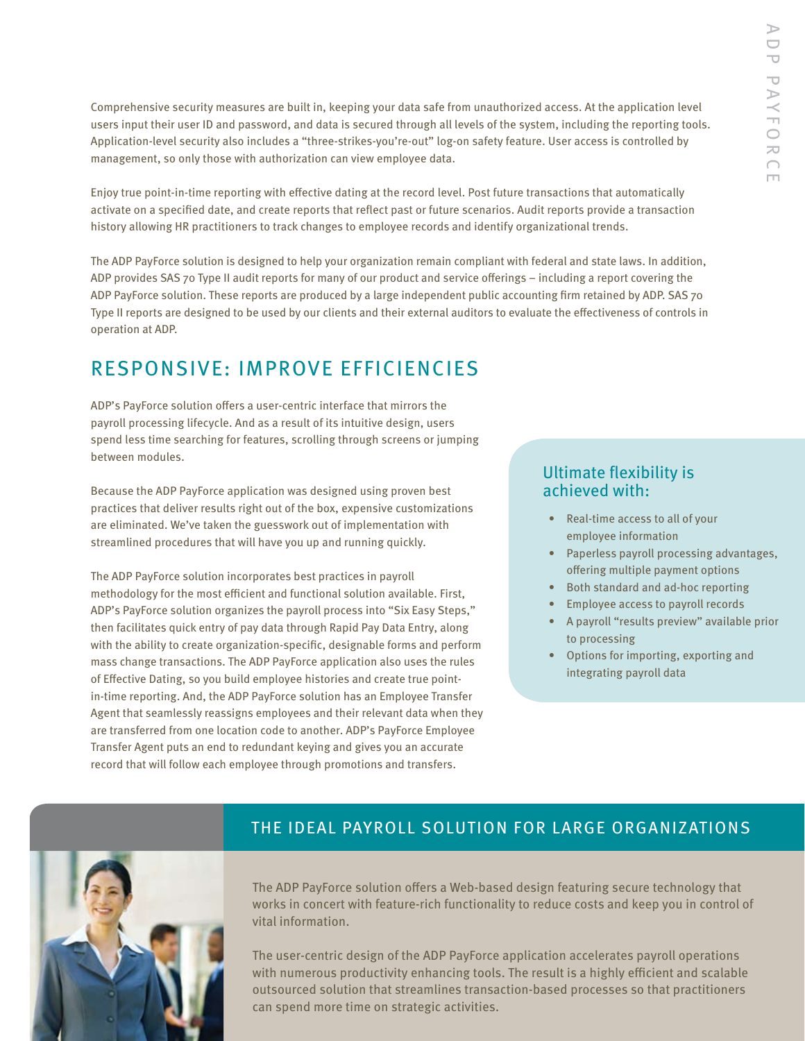Comprehensive security measures are built in, keeping your data safe from unauthorized access. At the application level users input their user ID and password, and data is secured through all levels of the system, including the reporting tools. Application-level security also includes a "three-strikes-you're-out" log-on safety feature. User access is controlled by management, so only those with authorization can view employee data.

Enjoy true point-in-time reporting with effective dating at the record level. Post future transactions that automatically activate on a specified date, and create reports that reflect past or future scenarios. Audit reports provide a transaction history allowing HR practitioners to track changes to employee records and identify organizational trends.

The ADP PayForce solution is designed to help your organization remain compliant with federal and state laws. In addition, ADP provides SAS 70 Type II audit reports for many of our product and service offerings – including a report covering the ADP PayForce solution. These reports are produced by a large independent public accounting firm retained by ADP. SAS 70 Type II reports are designed to be used by our clients and their external auditors to evaluate the effectiveness of controls in operation at ADP.

## RESPONSIVE: IMPROVE EFFICIENCIES

ADP's PayForce solution offers a user-centric interface that mirrors the payroll processing lifecycle. And as a result of its intuitive design, users spend less time searching for features, scrolling through screens or jumping between modules.

Because the ADP PayForce application was designed using proven best practices that deliver results right out of the box, expensive customizations are eliminated. We've taken the guesswork out of implementation with streamlined procedures that will have you up and running quickly.

The ADP PayForce solution incorporates best practices in payroll methodology for the most efficient and functional solution available. First, ADP's PayForce solution organizes the payroll process into "Six Easy Steps," then facilitates quick entry of pay data through Rapid Pay Data Entry, along with the ability to create organization-specific, designable forms and perform mass change transactions. The ADP PayForce application also uses the rules of Effective Dating, so you build employee histories and create true point-in-time reporting. And, the ADP PayForce solution has an Employee Transfer Agent that seamlessly reassigns employees and their relevant data when they are transferred from one location code to another. ADP's PayForce Employee Transfer Agent puts an end to redundant keying and gives you an accurate record that will follow each employee through promotions and transfers.

### Ultimate flexibility is achieved with:

- Real-time access to all of your employee information
- Paperless payroll processing advantages, offering multiple payment options
- Both standard and ad-hoc reporting
- Employee access to payroll records
- A payroll "results preview" available prior to processing
- Options for importing, exporting and integrating payroll data

## THE IDEAL PAYROLL SOLUTION FOR LARGE ORGANIZATIONS

The ADP PayForce solution offers a Web-based design featuring secure technology that works in concert with feature-rich functionality to reduce costs and keep you in control of vital information.

The user-centric design of the ADP PayForce application accelerates payroll operations with numerous productivity enhancing tools. The result is a highly efficient and scalable outsourced solution that streamlines transaction-based processes so that practitioners can spend more time on strategic activities.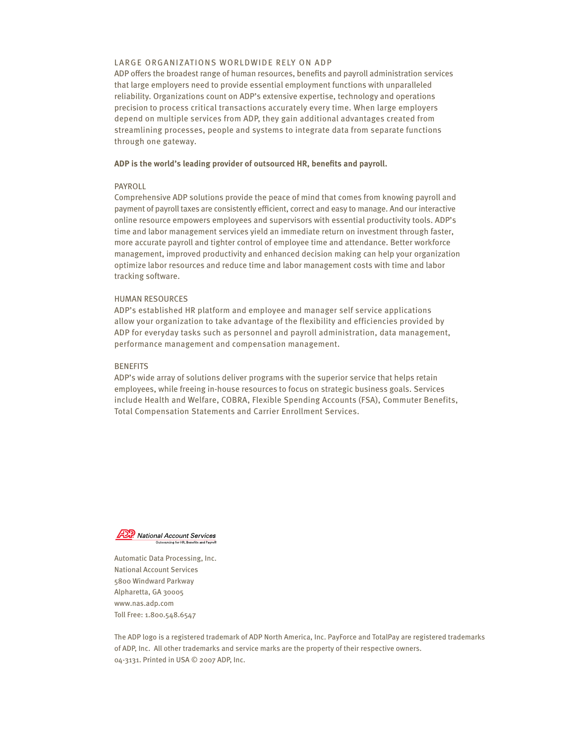## LARGE ORGANIZATIONS WORLDWIDE RELY ON ADP

ADP offers the broadest range of human resources, benefits and payroll administration services that large employers need to provide essential employment functions with unparalleled reliability. Organizations count on ADP's extensive expertise, technology and operations precision to process critical transactions accurately every time. When large employers depend on multiple services from ADP, they gain additional advantages created from streamlining processes, people and systems to integrate data from separate functions through one gateway.

**ADP is the world's leading provider of outsourced HR, benefits and payroll.**

### PAYROLL

Comprehensive ADP solutions provide the peace of mind that comes from knowing payroll and payment of payroll taxes are consistently efficient, correct and easy to manage. And our interactive online resource empowers employees and supervisors with essential productivity tools. ADP's time and labor management services yield an immediate return on investment through faster, more accurate payroll and tighter control of employee time and attendance. Better workforce management, improved productivity and enhanced decision making can help your organization optimize labor resources and reduce time and labor management costs with time and labor tracking software.

### HUMAN RESOURCES

ADP's established HR platform and employee and manager self service applications allow your organization to take advantage of the flexibility and efficiencies provided by ADP for everyday tasks such as personnel and payroll administration, data management, performance management and compensation management.

### BENEFITS

ADP's wide array of solutions deliver programs with the superior service that helps retain employees, while freeing in-house resources to focus on strategic business goals. Services include Health and Welfare, COBRA, Flexible Spending Accounts (FSA), Commuter Benefits, Total Compensation Statements and Carrier Enrollment Services.

ADP National Account Services
Outsourcing for HR, Benefits and Payroll

Automatic Data Processing, Inc.
National Account Services
5800 Windward Parkway
Alpharetta, GA 30005
www.nas.adp.com
Toll Free: 1.800.548.6547

The ADP logo is a registered trademark of ADP North America, Inc. PayForce and TotalPay are registered trademarks of ADP, Inc. All other trademarks and service marks are the property of their respective owners.
04-3131. Printed in USA © 2007 ADP, Inc.